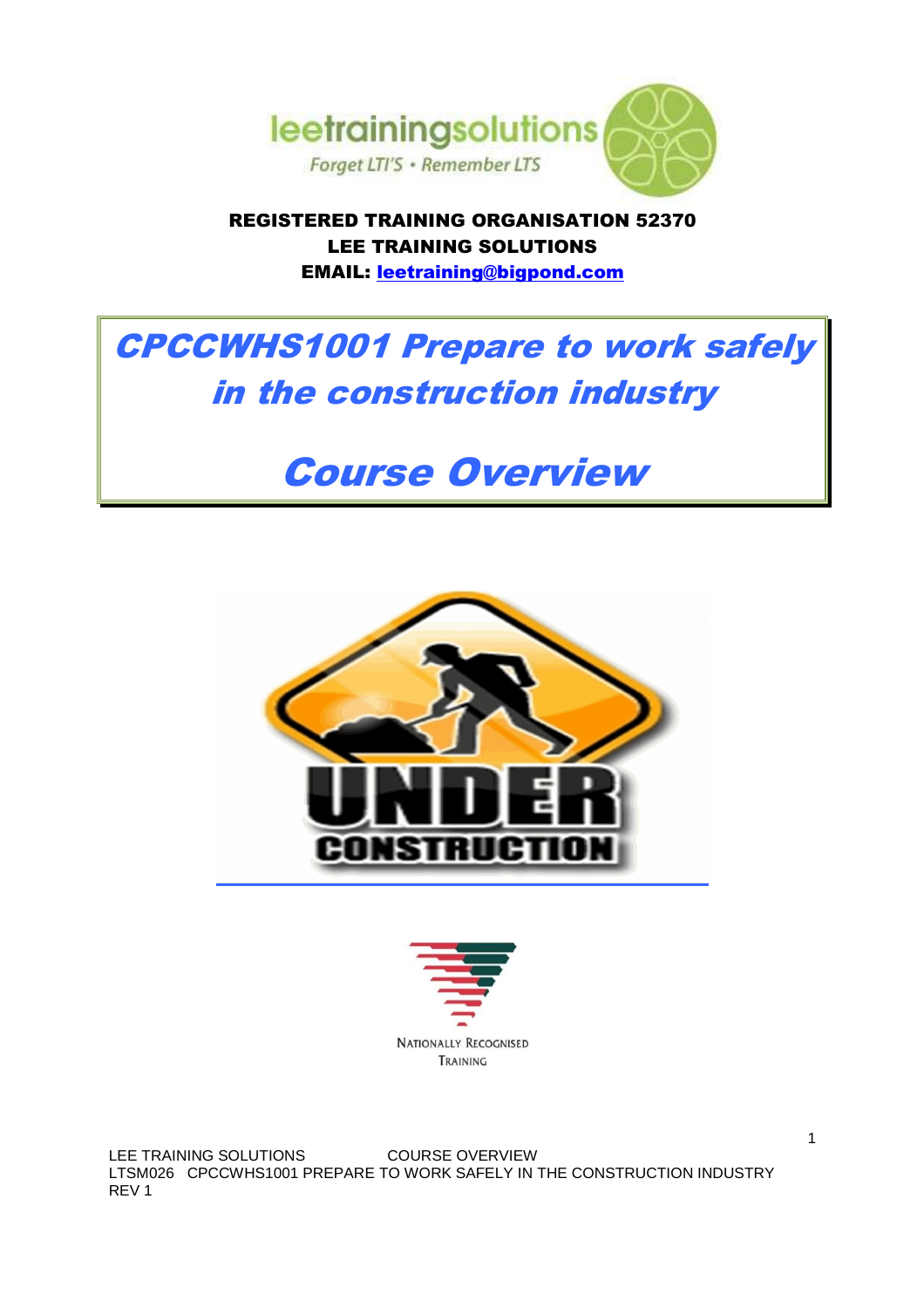leetrainingsolutions

Forget LTI'S • Remember LTS

**REGISTERED TRAINING ORGANISATION 52370**
**LEE TRAINING SOLUTIONS**
**EMAIL: leetraining@bigpond.com**

# *CPCCWHS1001 Prepare to work safely in the construction industry*

# *Course Overview*

UNDER CONSTRUCTION

NATIONALLY RECOGNISED TRAINING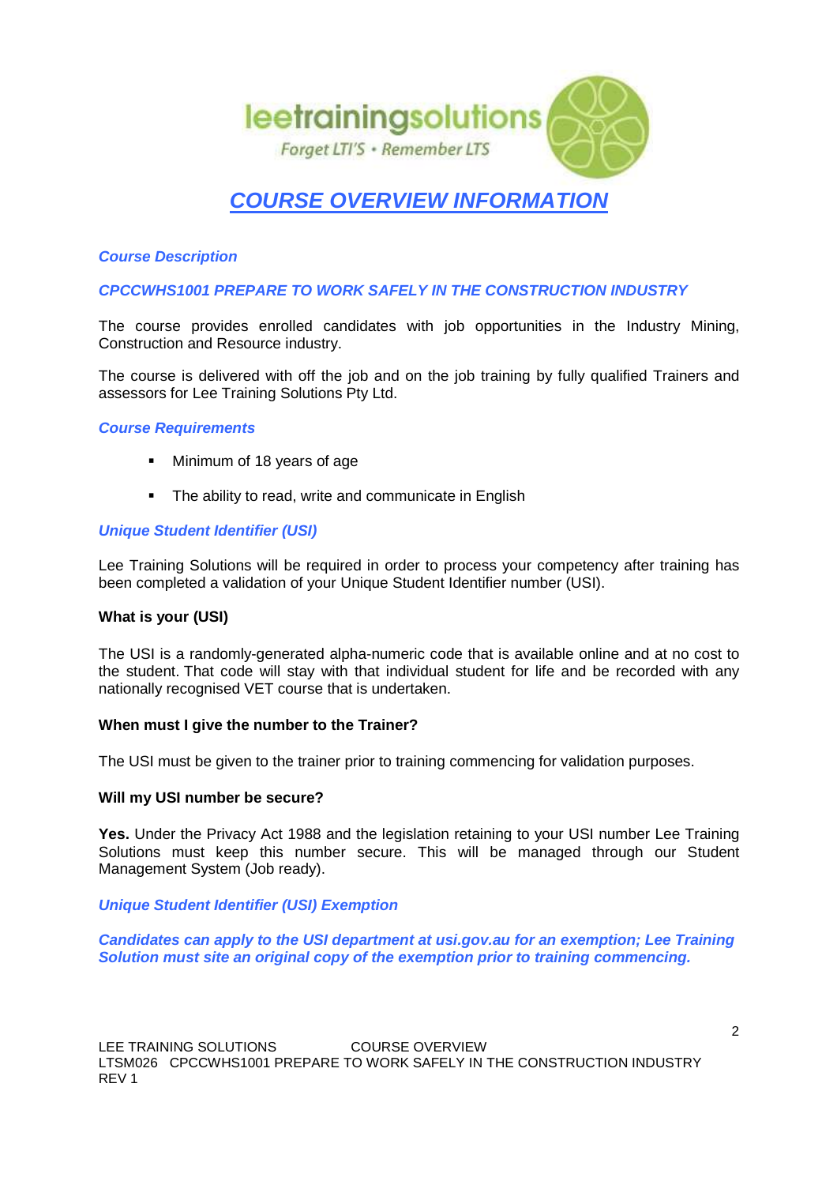leetrainingsolutions

Forget LTI'S • Remember LTS

# *COURSE OVERVIEW INFORMATION*

### *Course Description*

### *CPCCWHS1001 PREPARE TO WORK SAFELY IN THE CONSTRUCTION INDUSTRY*

The course provides enrolled candidates with job opportunities in the Industry Mining, Construction and Resource industry.

The course is delivered with off the job and on the job training by fully qualified Trainers and assessors for Lee Training Solutions Pty Ltd.

### *Course Requirements*

- Minimum of 18 years of age
- The ability to read, write and communicate in English

### *Unique Student Identifier (USI)*

Lee Training Solutions will be required in order to process your competency after training has been completed a validation of your Unique Student Identifier number (USI).

**What is your (USI)**

The USI is a randomly-generated alpha-numeric code that is available online and at no cost to the student. That code will stay with that individual student for life and be recorded with any nationally recognised VET course that is undertaken.

**When must I give the number to the Trainer?**

The USI must be given to the trainer prior to training commencing for validation purposes.

**Will my USI number be secure?**

**Yes.** Under the Privacy Act 1988 and the legislation retaining to your USI number Lee Training Solutions must keep this number secure. This will be managed through our Student Management System (Job ready).

### *Unique Student Identifier (USI) Exemption*

***Candidates can apply to the USI department at usi.gov.au for an exemption; Lee Training Solution must site an original copy of the exemption prior to training commencing.***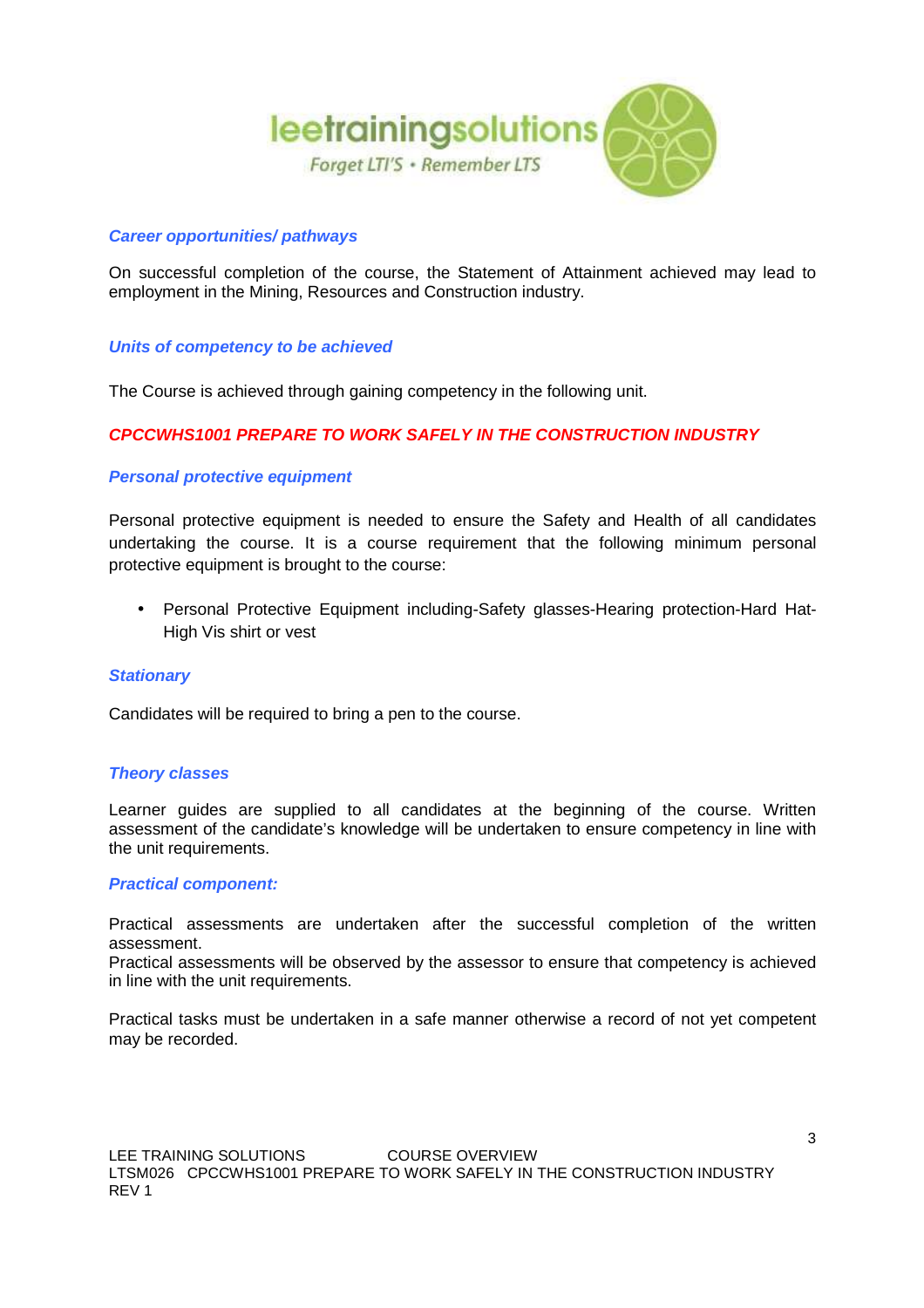### *Career opportunities/ pathways*

On successful completion of the course, the Statement of Attainment achieved may lead to employment in the Mining, Resources and Construction industry.

### *Units of competency to be achieved*

The Course is achieved through gaining competency in the following unit.

***CPCCWHS1001 PREPARE TO WORK SAFELY IN THE CONSTRUCTION INDUSTRY***

### *Personal protective equipment*

Personal protective equipment is needed to ensure the Safety and Health of all candidates undertaking the course. It is a course requirement that the following minimum personal protective equipment is brought to the course:

- Personal Protective Equipment including-Safety glasses-Hearing protection-Hard Hat-High Vis shirt or vest

### *Stationary*

Candidates will be required to bring a pen to the course.

### *Theory classes*

Learner guides are supplied to all candidates at the beginning of the course. Written assessment of the candidate's knowledge will be undertaken to ensure competency in line with the unit requirements.

### *Practical component:*

Practical assessments are undertaken after the successful completion of the written assessment.
Practical assessments will be observed by the assessor to ensure that competency is achieved in line with the unit requirements.

Practical tasks must be undertaken in a safe manner otherwise a record of not yet competent may be recorded.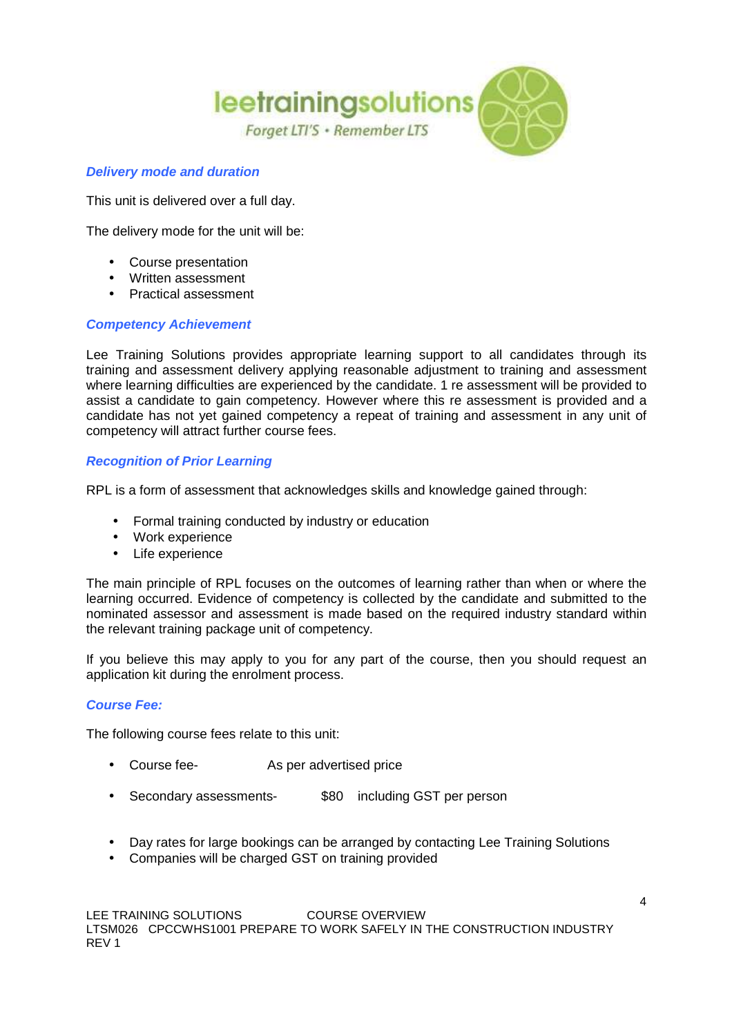### *Delivery mode and duration*

This unit is delivered over a full day.

The delivery mode for the unit will be:

- Course presentation
- Written assessment
- Practical assessment

### *Competency Achievement*

Lee Training Solutions provides appropriate learning support to all candidates through its training and assessment delivery applying reasonable adjustment to training and assessment where learning difficulties are experienced by the candidate. 1 re assessment will be provided to assist a candidate to gain competency. However where this re assessment is provided and a candidate has not yet gained competency a repeat of training and assessment in any unit of competency will attract further course fees.

### *Recognition of Prior Learning*

RPL is a form of assessment that acknowledges skills and knowledge gained through:

- Formal training conducted by industry or education
- Work experience
- Life experience

The main principle of RPL focuses on the outcomes of learning rather than when or where the learning occurred. Evidence of competency is collected by the candidate and submitted to the nominated assessor and assessment is made based on the required industry standard within the relevant training package unit of competency.

If you believe this may apply to you for any part of the course, then you should request an application kit during the enrolment process.

### *Course Fee:*

The following course fees relate to this unit:

- Course fee- As per advertised price
- Secondary assessments- $80 including GST per person

- Day rates for large bookings can be arranged by contacting Lee Training Solutions
- Companies will be charged GST on training provided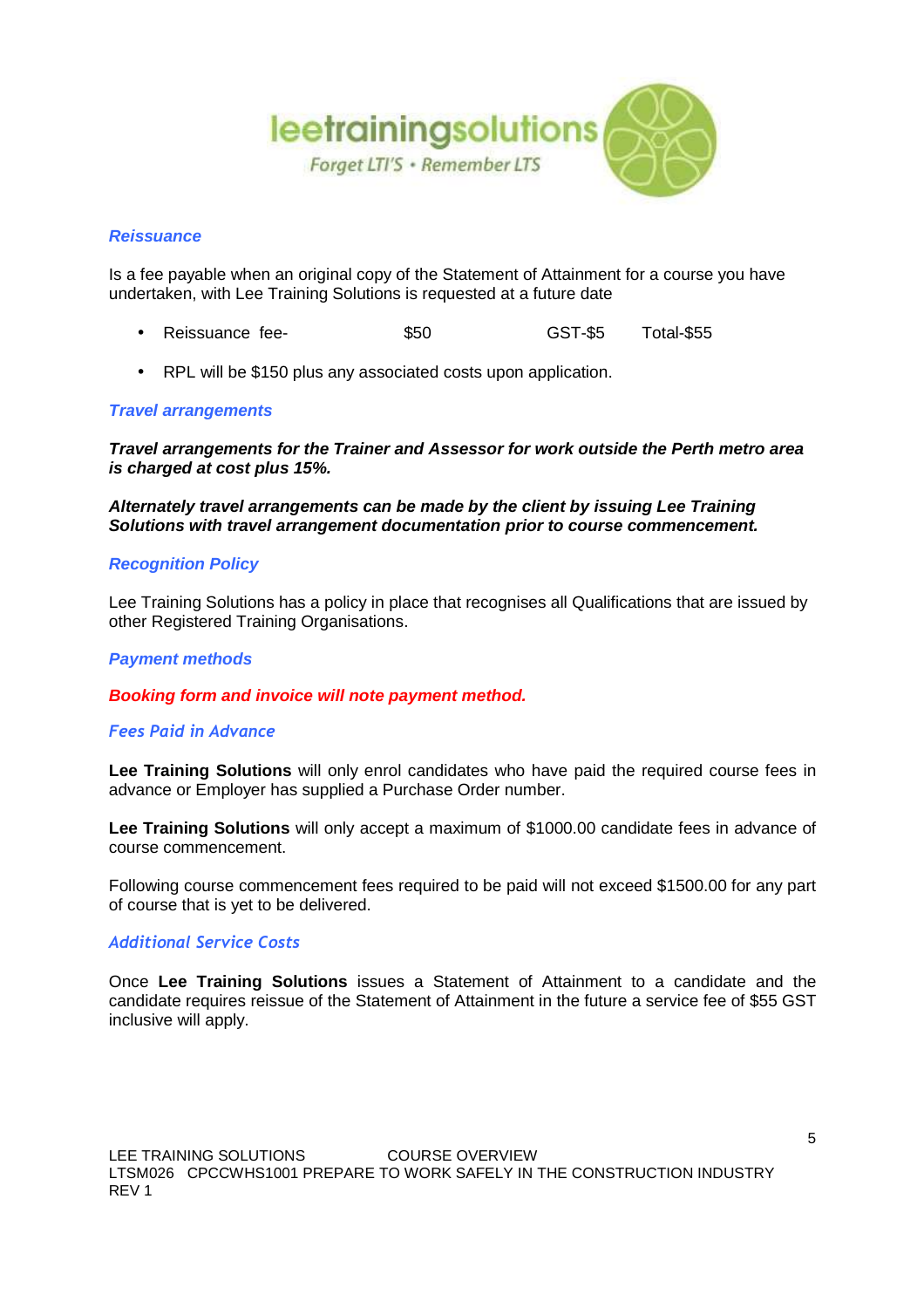## *Reissuance*

Is a fee payable when an original copy of the Statement of Attainment for a course you have undertaken, with Lee Training Solutions is requested at a future date

- Reissuance fee- $50 GST-$5 Total-$55
- RPL will be $150 plus any associated costs upon application.

## *Travel arrangements*

***Travel arrangements for the Trainer and Assessor for work outside the Perth metro area is charged at cost plus 15%.***

***Alternately travel arrangements can be made by the client by issuing Lee Training Solutions with travel arrangement documentation prior to course commencement.***

## *Recognition Policy*

Lee Training Solutions has a policy in place that recognises all Qualifications that are issued by other Registered Training Organisations.

## *Payment methods*

***Booking form and invoice will note payment method.***

## *Fees Paid in Advance*

**Lee Training Solutions** will only enrol candidates who have paid the required course fees in advance or Employer has supplied a Purchase Order number.

**Lee Training Solutions** will only accept a maximum of $1000.00 candidate fees in advance of course commencement.

Following course commencement fees required to be paid will not exceed $1500.00 for any part of course that is yet to be delivered.

## *Additional Service Costs*

Once **Lee Training Solutions** issues a Statement of Attainment to a candidate and the candidate requires reissue of the Statement of Attainment in the future a service fee of $55 GST inclusive will apply.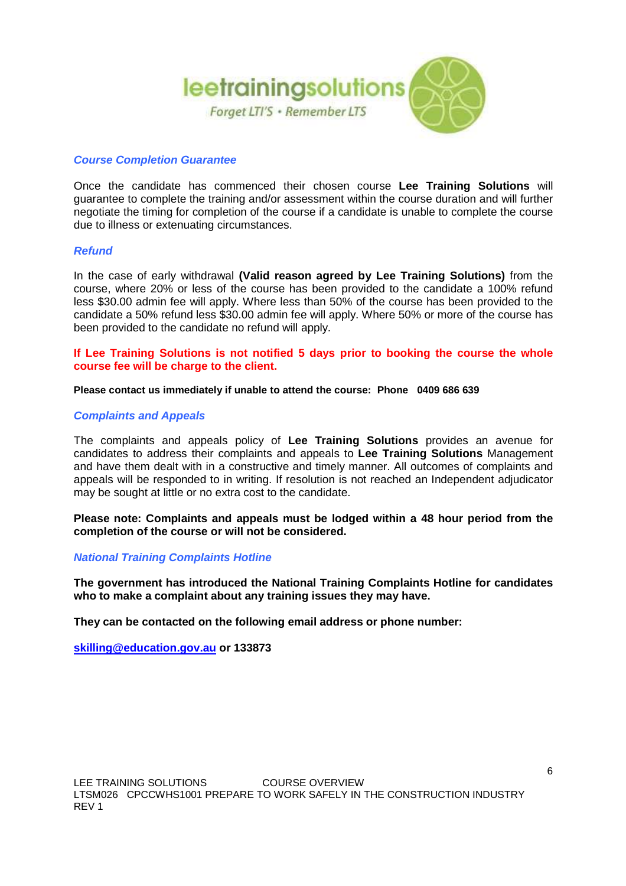### *Course Completion Guarantee*

Once the candidate has commenced their chosen course **Lee Training Solutions** will guarantee to complete the training and/or assessment within the course duration and will further negotiate the timing for completion of the course if a candidate is unable to complete the course due to illness or extenuating circumstances.

### *Refund*

In the case of early withdrawal **(Valid reason agreed by Lee Training Solutions)** from the course, where 20% or less of the course has been provided to the candidate a 100% refund less $30.00 admin fee will apply. Where less than 50% of the course has been provided to the candidate a 50% refund less $30.00 admin fee will apply. Where 50% or more of the course has been provided to the candidate no refund will apply.

**If Lee Training Solutions is not notified 5 days prior to booking the course the whole course fee will be charge to the client.**

**Please contact us immediately if unable to attend the course: Phone 0409 686 639**

### *Complaints and Appeals*

The complaints and appeals policy of **Lee Training Solutions** provides an avenue for candidates to address their complaints and appeals to **Lee Training Solutions** Management and have them dealt with in a constructive and timely manner. All outcomes of complaints and appeals will be responded to in writing. If resolution is not reached an Independent adjudicator may be sought at little or no extra cost to the candidate.

**Please note: Complaints and appeals must be lodged within a 48 hour period from the completion of the course or will not be considered.**

### *National Training Complaints Hotline*

**The government has introduced the National Training Complaints Hotline for candidates who to make a complaint about any training issues they may have.**

**They can be contacted on the following email address or phone number:**

**skilling@education.gov.au or 133873**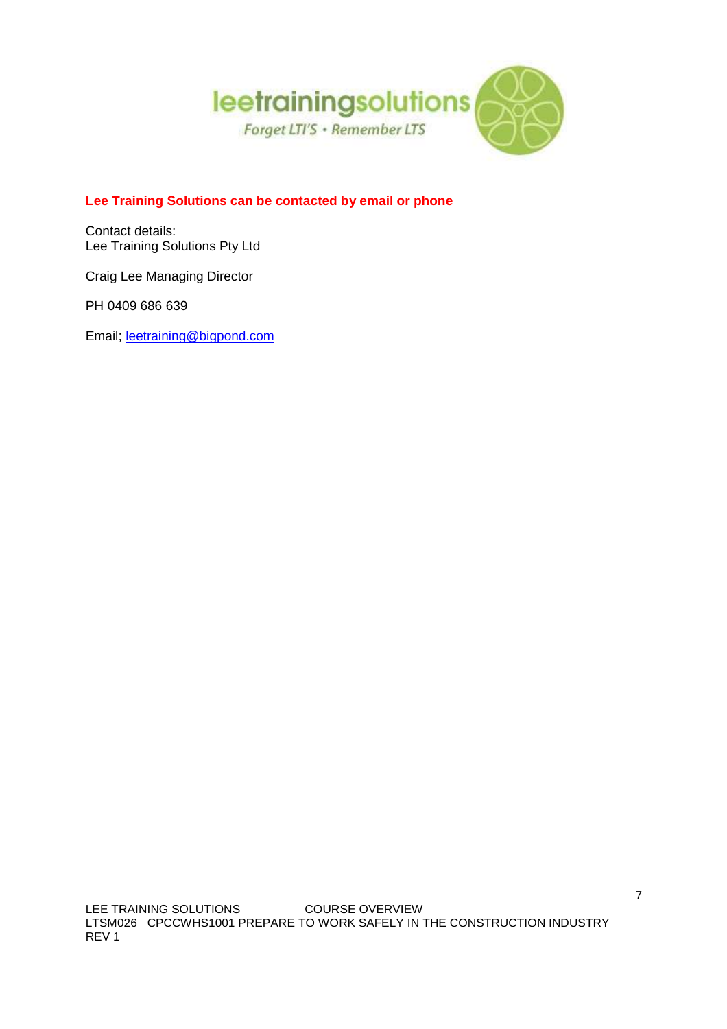leetrainingsolutions

*Forget LTI'S • Remember LTS*

**Lee Training Solutions can be contacted by email or phone**

Contact details:
Lee Training Solutions Pty Ltd

Craig Lee Managing Director

PH 0409 686 639

Email; leetraining@bigpond.com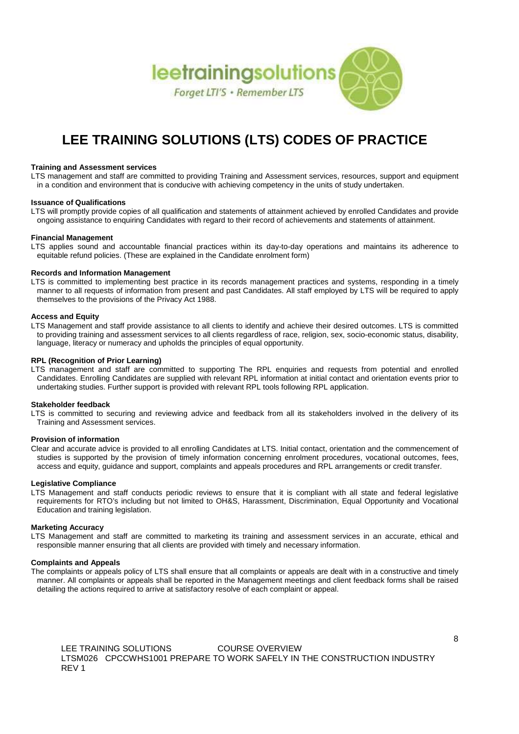leetrainingsolutions

Forget LTI'S • Remember LTS

# LEE TRAINING SOLUTIONS (LTS) CODES OF PRACTICE

**Training and Assessment services**

LTS management and staff are committed to providing Training and Assessment services, resources, support and equipment in a condition and environment that is conducive with achieving competency in the units of study undertaken.

**Issuance of Qualifications**

LTS will promptly provide copies of all qualification and statements of attainment achieved by enrolled Candidates and provide ongoing assistance to enquiring Candidates with regard to their record of achievements and statements of attainment.

**Financial Management**

LTS applies sound and accountable financial practices within its day-to-day operations and maintains its adherence to equitable refund policies. (These are explained in the Candidate enrolment form)

**Records and Information Management**

LTS is committed to implementing best practice in its records management practices and systems, responding in a timely manner to all requests of information from present and past Candidates. All staff employed by LTS will be required to apply themselves to the provisions of the Privacy Act 1988.

**Access and Equity**

LTS Management and staff provide assistance to all clients to identify and achieve their desired outcomes. LTS is committed to providing training and assessment services to all clients regardless of race, religion, sex, socio-economic status, disability, language, literacy or numeracy and upholds the principles of equal opportunity.

**RPL (Recognition of Prior Learning)**

LTS management and staff are committed to supporting The RPL enquiries and requests from potential and enrolled Candidates. Enrolling Candidates are supplied with relevant RPL information at initial contact and orientation events prior to undertaking studies. Further support is provided with relevant RPL tools following RPL application.

**Stakeholder feedback**

LTS is committed to securing and reviewing advice and feedback from all its stakeholders involved in the delivery of its Training and Assessment services.

**Provision of information**

Clear and accurate advice is provided to all enrolling Candidates at LTS. Initial contact, orientation and the commencement of studies is supported by the provision of timely information concerning enrolment procedures, vocational outcomes, fees, access and equity, guidance and support, complaints and appeals procedures and RPL arrangements or credit transfer.

**Legislative Compliance**

LTS Management and staff conducts periodic reviews to ensure that it is compliant with all state and federal legislative requirements for RTO's including but not limited to OH&S, Harassment, Discrimination, Equal Opportunity and Vocational Education and training legislation.

**Marketing Accuracy**

LTS Management and staff are committed to marketing its training and assessment services in an accurate, ethical and responsible manner ensuring that all clients are provided with timely and necessary information.

**Complaints and Appeals**

The complaints or appeals policy of LTS shall ensure that all complaints or appeals are dealt with in a constructive and timely manner. All complaints or appeals shall be reported in the Management meetings and client feedback forms shall be raised detailing the actions required to arrive at satisfactory resolve of each complaint or appeal.